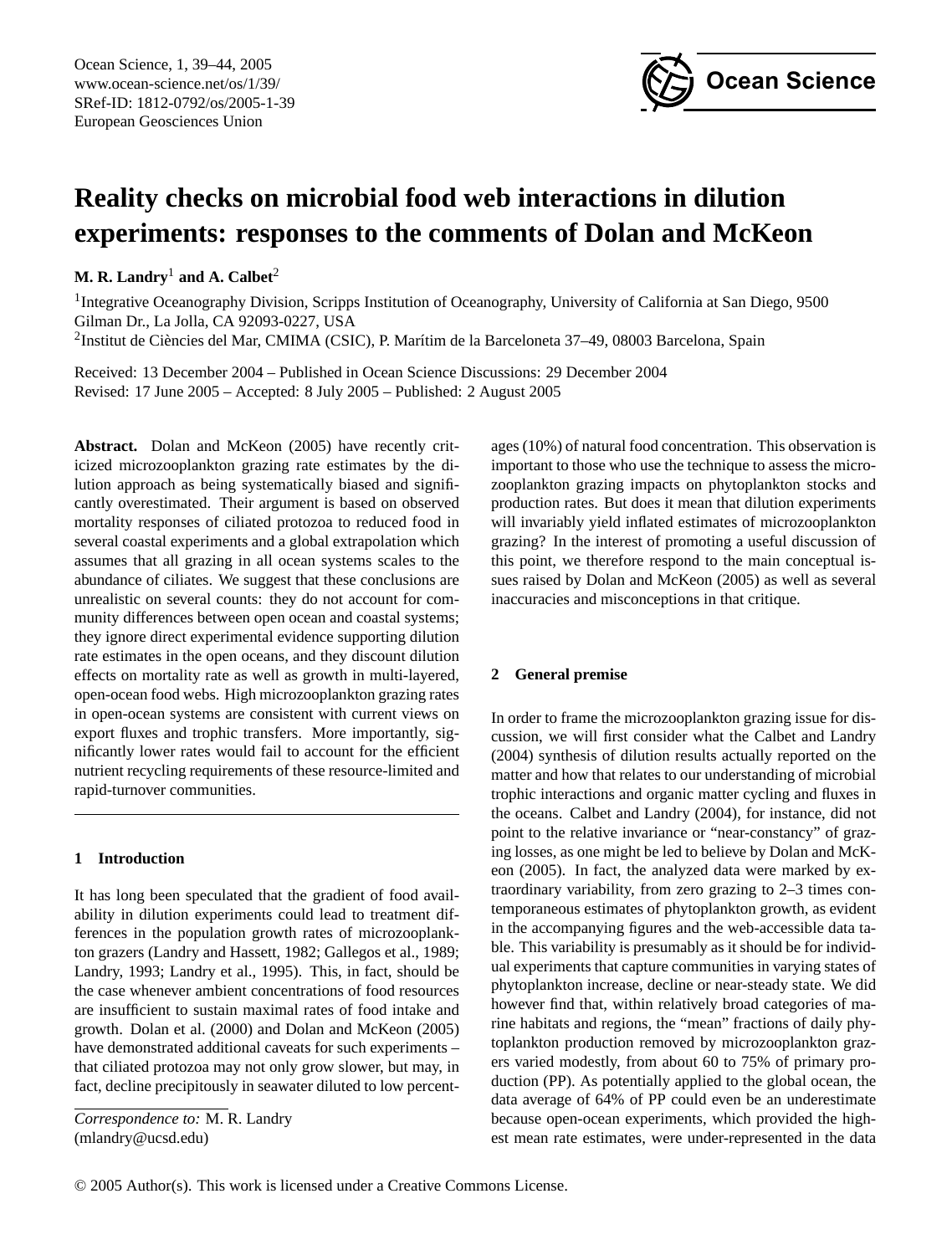# Reality checks on microbial food web interactions in dilution experiments: responses to the comments of Dolan and McKeon

**M. R. Landry**[1] **and A. Calbet**[2]

[1]Integrative Oceanography Division, Scripps Institution of Oceanography, University of California at San Diego, 9500 Gilman Dr., La Jolla, CA 92093-0227, USA

[2]Institut de Ciències del Mar, CMIMA (CSIC), P. Marítim de la Barceloneta 37–49, 08003 Barcelona, Spain

Received: 13 December 2004 – Published in Ocean Science Discussions: 29 December 2004
Revised: 17 June 2005 – Accepted: 8 July 2005 – Published: 2 August 2005

**Abstract.** Dolan and McKeon (2005) have recently criticized microzooplankton grazing rate estimates by the dilution approach as being systematically biased and significantly overestimated. Their argument is based on observed mortality responses of ciliated protozoa to reduced food in several coastal experiments and a global extrapolation which assumes that all grazing in all ocean systems scales to the abundance of ciliates. We suggest that these conclusions are unrealistic on several counts: they do not account for community differences between open ocean and coastal systems; they ignore direct experimental evidence supporting dilution rate estimates in the open oceans, and they discount dilution effects on mortality rate as well as growth in multi-layered, open-ocean food webs. High microzooplankton grazing rates in open-ocean systems are consistent with current views on export fluxes and trophic transfers. More importantly, significantly lower rates would fail to account for the efficient nutrient recycling requirements of these resource-limited and rapid-turnover communities.

## 1 Introduction

It has long been speculated that the gradient of food availability in dilution experiments could lead to treatment differences in the population growth rates of microzooplankton grazers (Landry and Hassett, 1982; Gallegos et al., 1989; Landry, 1993; Landry et al., 1995). This, in fact, should be the case whenever ambient concentrations of food resources are insufficient to sustain maximal rates of food intake and growth. Dolan et al. (2000) and Dolan and McKeon (2005) have demonstrated additional caveats for such experiments – that ciliated protozoa may not only grow slower, but may, in fact, decline precipitously in seawater diluted to low percentages (10%) of natural food concentration. This observation is important to those who use the technique to assess the microzooplankton grazing impacts on phytoplankton stocks and production rates. But does it mean that dilution experiments will invariably yield inflated estimates of microzooplankton grazing? In the interest of promoting a useful discussion of this point, we therefore respond to the main conceptual issues raised by Dolan and McKeon (2005) as well as several inaccuracies and misconceptions in that critique.

*Correspondence to:* M. R. Landry
(mlandry@ucsd.edu)

## 2 General premise

In order to frame the microzooplankton grazing issue for discussion, we will first consider what the Calbet and Landry (2004) synthesis of dilution results actually reported on the matter and how that relates to our understanding of microbial trophic interactions and organic matter cycling and fluxes in the oceans. Calbet and Landry (2004), for instance, did not point to the relative invariance or "near-constancy" of grazing losses, as one might be led to believe by Dolan and McKeon (2005). In fact, the analyzed data were marked by extraordinary variability, from zero grazing to 2–3 times contemporaneous estimates of phytoplankton growth, as evident in the accompanying figures and the web-accessible data table. This variability is presumably as it should be for individual experiments that capture communities in varying states of phytoplankton increase, decline or near-steady state. We did however find that, within relatively broad categories of marine habitats and regions, the "mean" fractions of daily phytoplankton production removed by microzooplankton grazers varied modestly, from about 60 to 75% of primary production (PP). As potentially applied to the global ocean, the data average of 64% of PP could even be an underestimate because open-ocean experiments, which provided the highest mean rate estimates, were under-represented in the data

© 2005 Author(s). This work is licensed under a Creative Commons License.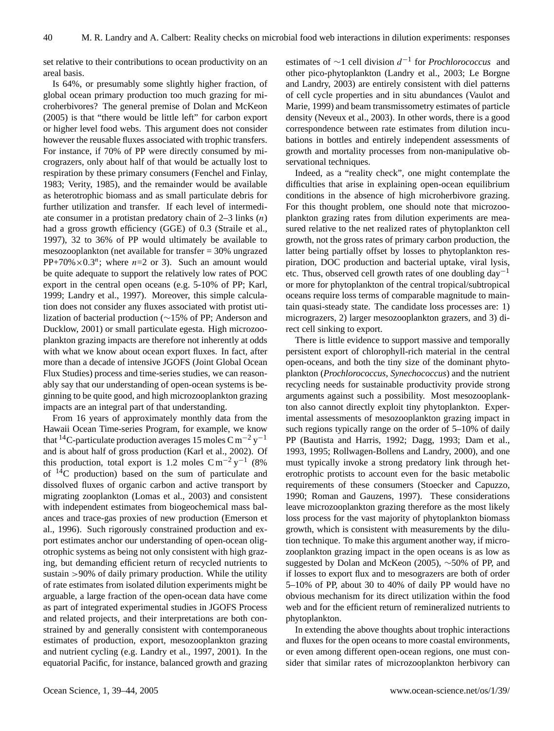set relative to their contributions to ocean productivity on an areal basis.

Is 64%, or presumably some slightly higher fraction, of global ocean primary production too much grazing for microherbivores? The general premise of Dolan and McKeon (2005) is that "there would be little left" for carbon export or higher level food webs. This argument does not consider however the reusable fluxes associated with trophic transfers. For instance, if 70% of PP were directly consumed by micrograzers, only about half of that would be actually lost to respiration by these primary consumers (Fenchel and Finlay, 1983; Verity, 1985), and the remainder would be available as heterotrophic biomass and as small particulate debris for further utilization and transfer. If each level of intermediate consumer in a protistan predatory chain of 2–3 links ($n$) had a gross growth efficiency (GGE) of 0.3 (Straile et al., 1997), 32 to 36% of PP would ultimately be available to mesozooplankton (net available for transfer = 30% ungrazed PP+70%$\times 0.3^n$; where $n$=2 or 3). Such an amount would be quite adequate to support the relatively low rates of POC export in the central open oceans (e.g. 5-10% of PP; Karl, 1999; Landry et al., 1997). Moreover, this simple calculation does not consider any fluxes associated with protist utilization of bacterial production (~15% of PP; Anderson and Ducklow, 2001) or small particulate egesta. High microzooplankton grazing impacts are therefore not inherently at odds with what we know about ocean export fluxes. In fact, after more than a decade of intensive JGOFS (Joint Global Ocean Flux Studies) process and time-series studies, we can reasonably say that our understanding of open-ocean systems is beginning to be quite good, and high microzooplankton grazing impacts are an integral part of that understanding.

From 16 years of approximately monthly data from the Hawaii Ocean Time-series Program, for example, we know that $^{14}$C-particulate production averages 15 moles C m$^{-2}$ y$^{-1}$ and is about half of gross production (Karl et al., 2002). Of this production, total export is 1.2 moles C m$^{-2}$ y$^{-1}$ (8% of $^{14}$C production) based on the sum of particulate and dissolved fluxes of organic carbon and active transport by migrating zooplankton (Lomas et al., 2003) and consistent with independent estimates from biogeochemical mass balances and trace-gas proxies of new production (Emerson et al., 1996). Such rigorously constrained production and export estimates anchor our understanding of open-ocean oligotrophic systems as being not only consistent with high grazing, but demanding efficient return of recycled nutrients to sustain >90% of daily primary production. While the utility of rate estimates from isolated dilution experiments might be arguable, a large fraction of the open-ocean data have come as part of integrated experimental studies in JGOFS Process and related projects, and their interpretations are both constrained by and generally consistent with contemporaneous estimates of production, export, mesozooplankton grazing and nutrient cycling (e.g. Landry et al., 1997, 2001). In the equatorial Pacific, for instance, balanced growth and grazing estimates of ~1 cell division $d^{-1}$ for *Prochlorococcus* and other pico-phytoplankton (Landry et al., 2003; Le Borgne and Landry, 2003) are entirely consistent with diel patterns of cell cycle properties and in situ abundances (Vaulot and Marie, 1999) and beam transmissometry estimates of particle density (Neveux et al., 2003). In other words, there is a good correspondence between rate estimates from dilution incubations in bottles and entirely independent assessments of growth and mortality processes from non-manipulative observational techniques.

Indeed, as a "reality check", one might contemplate the difficulties that arise in explaining open-ocean equilibrium conditions in the absence of high microherbivore grazing. For this thought problem, one should note that microzooplankton grazing rates from dilution experiments are measured relative to the net realized rates of phytoplankton cell growth, not the gross rates of primary carbon production, the latter being partially offset by losses to phytoplankton respiration, DOC production and bacterial uptake, viral lysis, etc. Thus, observed cell growth rates of one doubling day$^{-1}$ or more for phytoplankton of the central tropical/subtropical oceans require loss terms of comparable magnitude to maintain quasi-steady state. The candidate loss processes are: 1) micrograzers, 2) larger mesozooplankton grazers, and 3) direct cell sinking to export.

There is little evidence to support massive and temporally persistent export of chlorophyll-rich material in the central open-oceans, and both the tiny size of the dominant phytoplankton (*Prochlorococcus*, *Synechococcus*) and the nutrient recycling needs for sustainable productivity provide strong arguments against such a possibility. Most mesozooplankton also cannot directly exploit tiny phytoplankton. Experimental assessments of mesozooplankton grazing impact in such regions typically range on the order of 5–10% of daily PP (Bautista and Harris, 1992; Dagg, 1993; Dam et al., 1993, 1995; Rollwagen-Bollens and Landry, 2000), and one must typically invoke a strong predatory link through heterotrophic protists to account even for the basic metabolic requirements of these consumers (Stoecker and Capuzzo, 1990; Roman and Gauzens, 1997). These considerations leave microzooplankton grazing therefore as the most likely loss process for the vast majority of phytoplankton biomass growth, which is consistent with measurements by the dilution technique. To make this argument another way, if microzooplankton grazing impact in the open oceans is as low as suggested by Dolan and McKeon (2005), ~50% of PP, and if losses to export flux and to mesograzers are both of order 5–10% of PP, about 30 to 40% of daily PP would have no obvious mechanism for its direct utilization within the food web and for the efficient return of remineralized nutrients to phytoplankton.

In extending the above thoughts about trophic interactions and fluxes for the open oceans to more coastal environments, or even among different open-ocean regions, one must consider that similar rates of microzooplankton herbivory can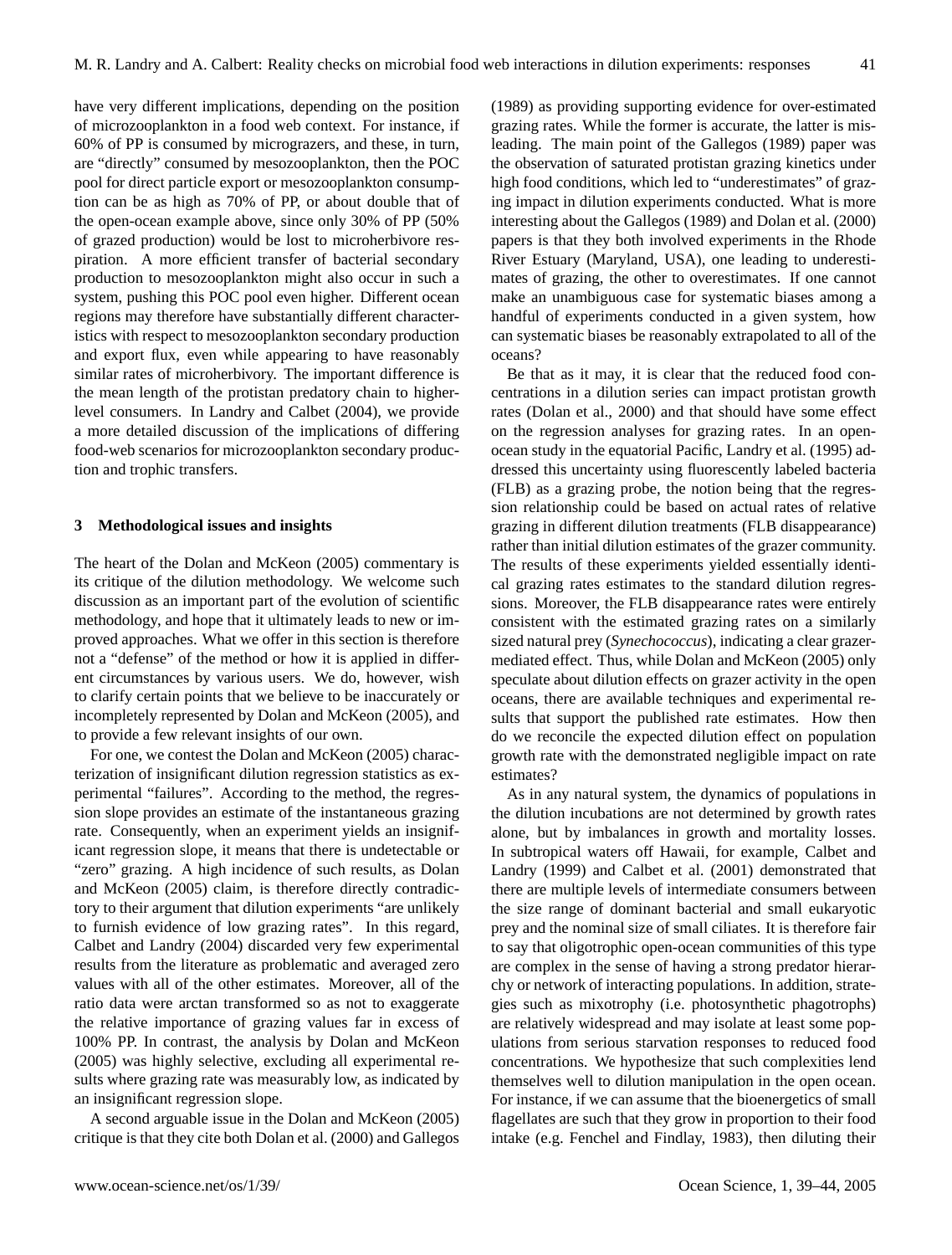have very different implications, depending on the position of microzooplankton in a food web context. For instance, if 60% of PP is consumed by micrograzers, and these, in turn, are "directly" consumed by mesozooplankton, then the POC pool for direct particle export or mesozooplankton consumption can be as high as 70% of PP, or about double that of the open-ocean example above, since only 30% of PP (50% of grazed production) would be lost to microherbivore respiration. A more efficient transfer of bacterial secondary production to mesozooplankton might also occur in such a system, pushing this POC pool even higher. Different ocean regions may therefore have substantially different characteristics with respect to mesozooplankton secondary production and export flux, even while appearing to have reasonably similar rates of microherbivory. The important difference is the mean length of the protistan predatory chain to higher-level consumers. In Landry and Calbet (2004), we provide a more detailed discussion of the implications of differing food-web scenarios for microzooplankton secondary production and trophic transfers.

## 3 Methodological issues and insights

The heart of the Dolan and McKeon (2005) commentary is its critique of the dilution methodology. We welcome such discussion as an important part of the evolution of scientific methodology, and hope that it ultimately leads to new or improved approaches. What we offer in this section is therefore not a "defense" of the method or how it is applied in different circumstances by various users. We do, however, wish to clarify certain points that we believe to be inaccurately or incompletely represented by Dolan and McKeon (2005), and to provide a few relevant insights of our own.

For one, we contest the Dolan and McKeon (2005) characterization of insignificant dilution regression statistics as experimental "failures". According to the method, the regression slope provides an estimate of the instantaneous grazing rate. Consequently, when an experiment yields an insignificant regression slope, it means that there is undetectable or "zero" grazing. A high incidence of such results, as Dolan and McKeon (2005) claim, is therefore directly contradictory to their argument that dilution experiments "are unlikely to furnish evidence of low grazing rates". In this regard, Calbet and Landry (2004) discarded very few experimental results from the literature as problematic and averaged zero values with all of the other estimates. Moreover, all of the ratio data were arctan transformed so as not to exaggerate the relative importance of grazing values far in excess of 100% PP. In contrast, the analysis by Dolan and McKeon (2005) was highly selective, excluding all experimental results where grazing rate was measurably low, as indicated by an insignificant regression slope.

A second arguable issue in the Dolan and McKeon (2005) critique is that they cite both Dolan et al. (2000) and Gallegos (1989) as providing supporting evidence for over-estimated grazing rates. While the former is accurate, the latter is misleading. The main point of the Gallegos (1989) paper was the observation of saturated protistan grazing kinetics under high food conditions, which led to "underestimates" of grazing impact in dilution experiments conducted. What is more interesting about the Gallegos (1989) and Dolan et al. (2000) papers is that they both involved experiments in the Rhode River Estuary (Maryland, USA), one leading to underestimates of grazing, the other to overestimates. If one cannot make an unambiguous case for systematic biases among a handful of experiments conducted in a given system, how can systematic biases be reasonably extrapolated to all of the oceans?

Be that as it may, it is clear that the reduced food concentrations in a dilution series can impact protistan growth rates (Dolan et al., 2000) and that should have some effect on the regression analyses for grazing rates. In an open-ocean study in the equatorial Pacific, Landry et al. (1995) addressed this uncertainty using fluorescently labeled bacteria (FLB) as a grazing probe, the notion being that the regression relationship could be based on actual rates of relative grazing in different dilution treatments (FLB disappearance) rather than initial dilution estimates of the grazer community. The results of these experiments yielded essentially identical grazing rates estimates to the standard dilution regressions. Moreover, the FLB disappearance rates were entirely consistent with the estimated grazing rates on a similarly sized natural prey (*Synechococcus*), indicating a clear grazer-mediated effect. Thus, while Dolan and McKeon (2005) only speculate about dilution effects on grazer activity in the open oceans, there are available techniques and experimental results that support the published rate estimates. How then do we reconcile the expected dilution effect on population growth rate with the demonstrated negligible impact on rate estimates?

As in any natural system, the dynamics of populations in the dilution incubations are not determined by growth rates alone, but by imbalances in growth and mortality losses. In subtropical waters off Hawaii, for example, Calbet and Landry (1999) and Calbet et al. (2001) demonstrated that there are multiple levels of intermediate consumers between the size range of dominant bacterial and small eukaryotic prey and the nominal size of small ciliates. It is therefore fair to say that oligotrophic open-ocean communities of this type are complex in the sense of having a strong predator hierarchy or network of interacting populations. In addition, strategies such as mixotrophy (i.e. photosynthetic phagotrophs) are relatively widespread and may isolate at least some populations from serious starvation responses to reduced food concentrations. We hypothesize that such complexities lend themselves well to dilution manipulation in the open ocean. For instance, if we can assume that the bioenergetics of small flagellates are such that they grow in proportion to their food intake (e.g. Fenchel and Findlay, 1983), then diluting their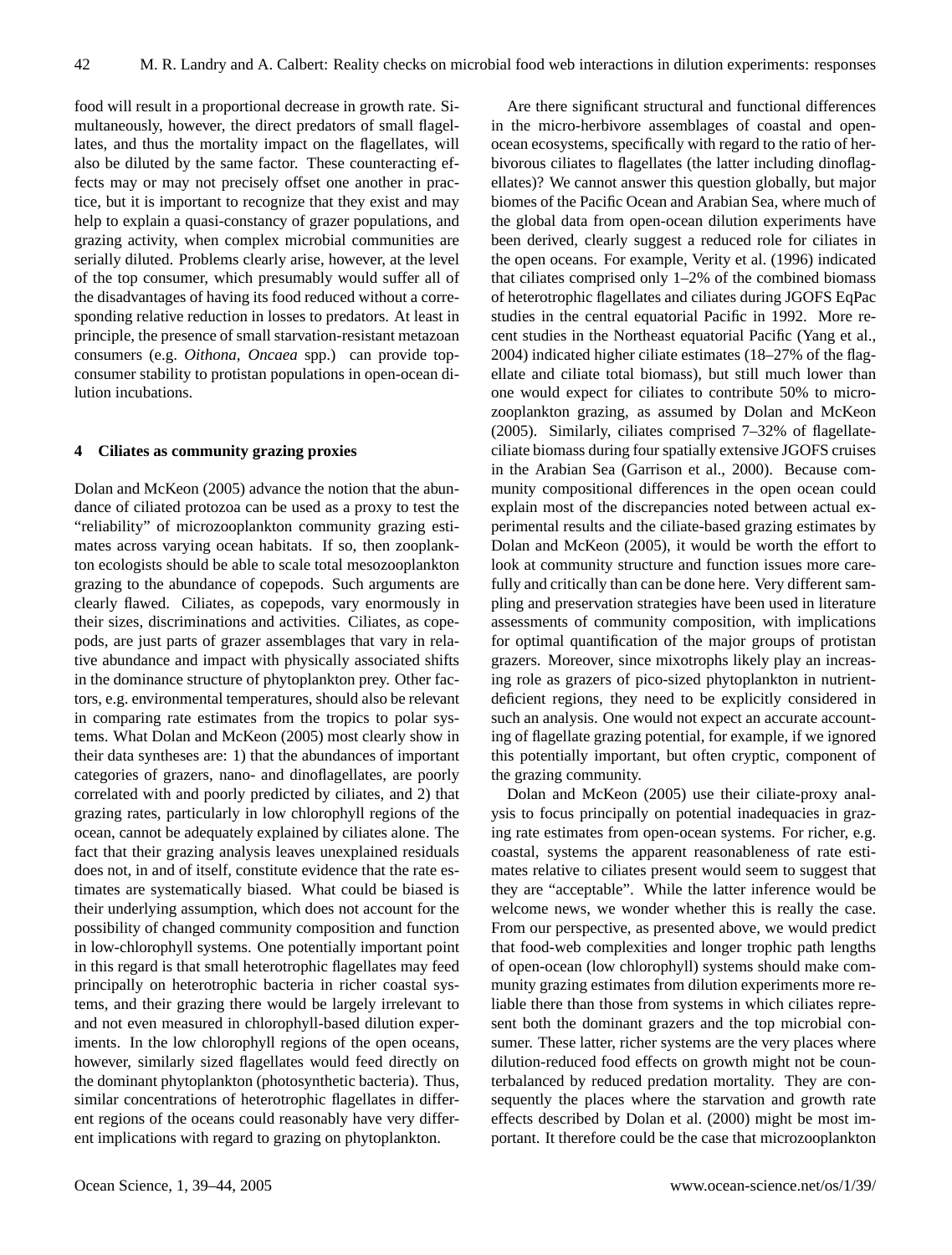food will result in a proportional decrease in growth rate. Simultaneously, however, the direct predators of small flagellates, and thus the mortality impact on the flagellates, will also be diluted by the same factor. These counteracting effects may or may not precisely offset one another in practice, but it is important to recognize that they exist and may help to explain a quasi-constancy of grazer populations, and grazing activity, when complex microbial communities are serially diluted. Problems clearly arise, however, at the level of the top consumer, which presumably would suffer all of the disadvantages of having its food reduced without a corresponding relative reduction in losses to predators. At least in principle, the presence of small starvation-resistant metazoan consumers (e.g. *Oithona*, *Oncaea* spp.) can provide top-consumer stability to protistan populations in open-ocean dilution incubations.

## 4 Ciliates as community grazing proxies

Dolan and McKeon (2005) advance the notion that the abundance of ciliated protozoa can be used as a proxy to test the "reliability" of microzooplankton community grazing estimates across varying ocean habitats. If so, then zooplankton ecologists should be able to scale total mesozooplankton grazing to the abundance of copepods. Such arguments are clearly flawed. Ciliates, as copepods, vary enormously in their sizes, discriminations and activities. Ciliates, as copepods, are just parts of grazer assemblages that vary in relative abundance and impact with physically associated shifts in the dominance structure of phytoplankton prey. Other factors, e.g. environmental temperatures, should also be relevant in comparing rate estimates from the tropics to polar systems. What Dolan and McKeon (2005) most clearly show in their data syntheses are: 1) that the abundances of important categories of grazers, nano- and dinoflagellates, are poorly correlated with and poorly predicted by ciliates, and 2) that grazing rates, particularly in low chlorophyll regions of the ocean, cannot be adequately explained by ciliates alone. The fact that their grazing analysis leaves unexplained residuals does not, in and of itself, constitute evidence that the rate estimates are systematically biased. What could be biased is their underlying assumption, which does not account for the possibility of changed community composition and function in low-chlorophyll systems. One potentially important point in this regard is that small heterotrophic flagellates may feed principally on heterotrophic bacteria in richer coastal systems, and their grazing there would be largely irrelevant to and not even measured in chlorophyll-based dilution experiments. In the low chlorophyll regions of the open oceans, however, similarly sized flagellates would feed directly on the dominant phytoplankton (photosynthetic bacteria). Thus, similar concentrations of heterotrophic flagellates in different regions of the oceans could reasonably have very different implications with regard to grazing on phytoplankton.

Are there significant structural and functional differences in the micro-herbivore assemblages of coastal and open-ocean ecosystems, specifically with regard to the ratio of herbivorous ciliates to flagellates (the latter including dinoflagellates)? We cannot answer this question globally, but major biomes of the Pacific Ocean and Arabian Sea, where much of the global data from open-ocean dilution experiments have been derived, clearly suggest a reduced role for ciliates in the open oceans. For example, Verity et al. (1996) indicated that ciliates comprised only 1–2% of the combined biomass of heterotrophic flagellates and ciliates during JGOFS EqPac studies in the central equatorial Pacific in 1992. More recent studies in the Northeast equatorial Pacific (Yang et al., 2004) indicated higher ciliate estimates (18–27% of the flagellate and ciliate total biomass), but still much lower than one would expect for ciliates to contribute 50% to microzooplankton grazing, as assumed by Dolan and McKeon (2005). Similarly, ciliates comprised 7–32% of flagellate-ciliate biomass during four spatially extensive JGOFS cruises in the Arabian Sea (Garrison et al., 2000). Because community compositional differences in the open ocean could explain most of the discrepancies noted between actual experimental results and the ciliate-based grazing estimates by Dolan and McKeon (2005), it would be worth the effort to look at community structure and function issues more carefully and critically than can be done here. Very different sampling and preservation strategies have been used in literature assessments of community composition, with implications for optimal quantification of the major groups of protistan grazers. Moreover, since mixotrophs likely play an increasing role as grazers of pico-sized phytoplankton in nutrient-deficient regions, they need to be explicitly considered in such an analysis. One would not expect an accurate accounting of flagellate grazing potential, for example, if we ignored this potentially important, but often cryptic, component of the grazing community.

Dolan and McKeon (2005) use their ciliate-proxy analysis to focus principally on potential inadequacies in grazing rate estimates from open-ocean systems. For richer, e.g. coastal, systems the apparent reasonableness of rate estimates relative to ciliates present would seem to suggest that they are "acceptable". While the latter inference would be welcome news, we wonder whether this is really the case. From our perspective, as presented above, we would predict that food-web complexities and longer trophic path lengths of open-ocean (low chlorophyll) systems should make community grazing estimates from dilution experiments more reliable there than those from systems in which ciliates represent both the dominant grazers and the top microbial consumer. These latter, richer systems are the very places where dilution-reduced food effects on growth might not be counterbalanced by reduced predation mortality. They are consequently the places where the starvation and growth rate effects described by Dolan et al. (2000) might be most important. It therefore could be the case that microzooplankton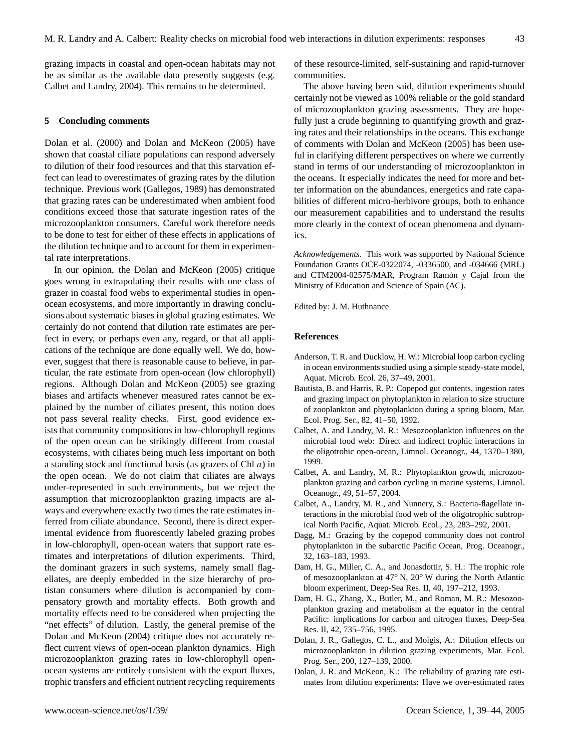grazing impacts in coastal and open-ocean habitats may not be as similar as the available data presently suggests (e.g. Calbet and Landry, 2004). This remains to be determined.

## 5 Concluding comments

Dolan et al. (2000) and Dolan and McKeon (2005) have shown that coastal ciliate populations can respond adversely to dilution of their food resources and that this starvation effect can lead to overestimates of grazing rates by the dilution technique. Previous work (Gallegos, 1989) has demonstrated that grazing rates can be underestimated when ambient food conditions exceed those that saturate ingestion rates of the microzooplankton consumers. Careful work therefore needs to be done to test for either of these effects in applications of the dilution technique and to account for them in experimental rate interpretations.

In our opinion, the Dolan and McKeon (2005) critique goes wrong in extrapolating their results with one class of grazer in coastal food webs to experimental studies in open-ocean ecosystems, and more importantly in drawing conclusions about systematic biases in global grazing estimates. We certainly do not contend that dilution rate estimates are perfect in every, or perhaps even any, regard, or that all applications of the technique are done equally well. We do, however, suggest that there is reasonable cause to believe, in particular, the rate estimate from open-ocean (low chlorophyll) regions. Although Dolan and McKeon (2005) see grazing biases and artifacts whenever measured rates cannot be explained by the number of ciliates present, this notion does not pass several reality checks. First, good evidence exists that community compositions in low-chlorophyll regions of the open ocean can be strikingly different from coastal ecosystems, with ciliates being much less important on both a standing stock and functional basis (as grazers of Chl *a*) in the open ocean. We do not claim that ciliates are always under-represented in such environments, but we reject the assumption that microzooplankton grazing impacts are always and everywhere exactly two times the rate estimates inferred from ciliate abundance. Second, there is direct experimental evidence from fluorescently labeled grazing probes in low-chlorophyll, open-ocean waters that support rate estimates and interpretations of dilution experiments. Third, the dominant grazers in such systems, namely small flagellates, are deeply embedded in the size hierarchy of protistan consumers where dilution is accompanied by compensatory growth and mortality effects. Both growth and mortality effects need to be considered when projecting the "net effects" of dilution. Lastly, the general premise of the Dolan and McKeon (2004) critique does not accurately reflect current views of open-ocean plankton dynamics. High microzooplankton grazing rates in low-chlorophyll open-ocean systems are entirely consistent with the export fluxes, trophic transfers and efficient nutrient recycling requirements of these resource-limited, self-sustaining and rapid-turnover communities.

The above having been said, dilution experiments should certainly not be viewed as 100% reliable or the gold standard of microzooplankton grazing assessments. They are hopefully just a crude beginning to quantifying growth and grazing rates and their relationships in the oceans. This exchange of comments with Dolan and McKeon (2005) has been useful in clarifying different perspectives on where we currently stand in terms of our understanding of microzooplankton in the oceans. It especially indicates the need for more and better information on the abundances, energetics and rate capabilities of different micro-herbivore groups, both to enhance our measurement capabilities and to understand the results more clearly in the context of ocean phenomena and dynamics.

*Acknowledgements.* This work was supported by National Science Foundation Grants OCE-0322074, -0336500, and -034666 (MRL) and CTM2004-02575/MAR, Program Ramón y Cajal from the Ministry of Education and Science of Spain (AC).

Edited by: J. M. Huthnance

## References

Anderson, T. R. and Ducklow, H. W.: Microbial loop carbon cycling in ocean environments studied using a simple steady-state model, Aquat. Microb. Ecol. 26, 37–49, 2001.

Bautista, B. and Harris, R. P.: Copepod gut contents, ingestion rates and grazing impact on phytoplankton in relation to size structure of zooplankton and phytoplankton during a spring bloom, Mar. Ecol. Prog. Ser., 82, 41–50, 1992.

Calbet, A. and Landry, M. R.: Mesozooplankton influences on the microbial food web: Direct and indirect trophic interactions in the oligotrohic open-ocean, Limnol. Oceanogr., 44, 1370–1380, 1999.

Calbet, A. and Landry, M. R.: Phytoplankton growth, microzooplankton grazing and carbon cycling in marine systems, Limnol. Oceanogr., 49, 51–57, 2004.

Calbet, A., Landry, M. R., and Nunnery, S.: Bacteria-flagellate interactions in the microbial food web of the oligotrophic subtropical North Pacific, Aquat. Microb. Ecol., 23, 283–292, 2001.

Dagg, M.: Grazing by the copepod community does not control phytoplankton in the subarctic Pacific Ocean, Prog. Oceanogr., 32, 163–183, 1993.

Dam, H. G., Miller, C. A., and Jonasdottir, S. H.: The trophic role of mesozooplankton at 47° N, 20° W during the North Atlantic bloom experiment, Deep-Sea Res. II, 40, 197–212, 1993.

Dam, H. G., Zhang, X., Butler, M., and Roman, M. R.: Mesozooplankton grazing and metabolism at the equator in the central Pacific: implications for carbon and nitrogen fluxes, Deep-Sea Res. II, 42, 735–756, 1995.

Dolan, J. R., Gallegos, C. L., and Moigis, A.: Dilution effects on microzooplankton in dilution grazing experiments, Mar. Ecol. Prog. Ser., 200, 127–139, 2000.

Dolan, J. R. and McKeon, K.: The reliability of grazing rate estimates from dilution experiments: Have we over-estimated rates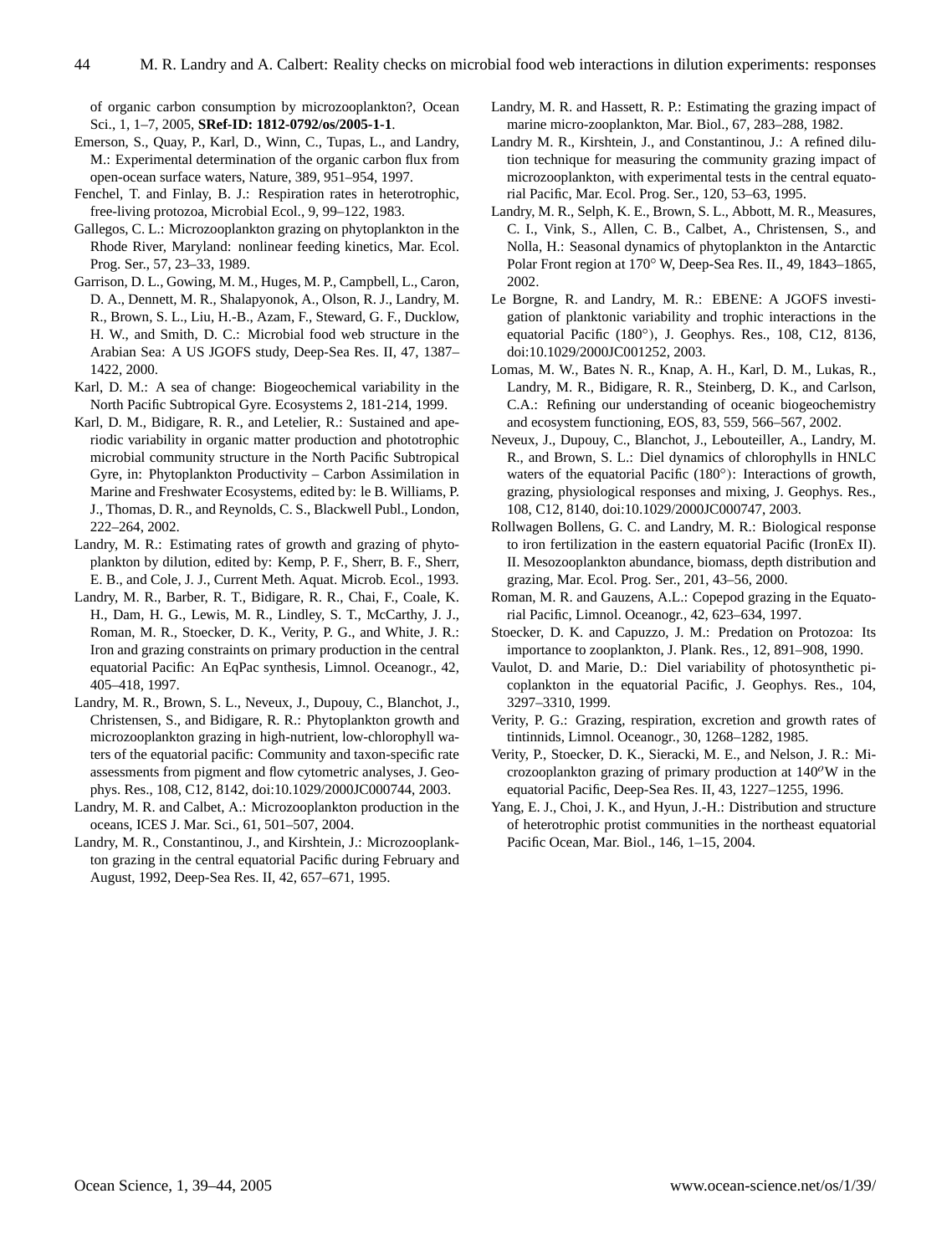of organic carbon consumption by microzooplankton?, Ocean Sci., 1, 1–7, 2005, **SRef-ID: 1812-0792/os/2005-1-1**.

Emerson, S., Quay, P., Karl, D., Winn, C., Tupas, L., and Landry, M.: Experimental determination of the organic carbon flux from open-ocean surface waters, Nature, 389, 951–954, 1997.

Fenchel, T. and Finlay, B. J.: Respiration rates in heterotrophic, free-living protozoa, Microbial Ecol., 9, 99–122, 1983.

Gallegos, C. L.: Microzooplankton grazing on phytoplankton in the Rhode River, Maryland: nonlinear feeding kinetics, Mar. Ecol. Prog. Ser., 57, 23–33, 1989.

Garrison, D. L., Gowing, M. M., Huges, M. P., Campbell, L., Caron, D. A., Dennett, M. R., Shalapyonok, A., Olson, R. J., Landry, M. R., Brown, S. L., Liu, H.-B., Azam, F., Steward, G. F., Ducklow, H. W., and Smith, D. C.: Microbial food web structure in the Arabian Sea: A US JGOFS study, Deep-Sea Res. II, 47, 1387–1422, 2000.

Karl, D. M.: A sea of change: Biogeochemical variability in the North Pacific Subtropical Gyre. Ecosystems 2, 181-214, 1999.

Karl, D. M., Bidigare, R. R., and Letelier, R.: Sustained and aperiodic variability in organic matter production and phototrophic microbial community structure in the North Pacific Subtropical Gyre, in: Phytoplankton Productivity – Carbon Assimilation in Marine and Freshwater Ecosystems, edited by: le B. Williams, P. J., Thomas, D. R., and Reynolds, C. S., Blackwell Publ., London, 222–264, 2002.

Landry, M. R.: Estimating rates of growth and grazing of phytoplankton by dilution, edited by: Kemp, P. F., Sherr, B. F., Sherr, E. B., and Cole, J. J., Current Meth. Aquat. Microb. Ecol., 1993.

Landry, M. R., Barber, R. T., Bidigare, R. R., Chai, F., Coale, K. H., Dam, H. G., Lewis, M. R., Lindley, S. T., McCarthy, J. J., Roman, M. R., Stoecker, D. K., Verity, P. G., and White, J. R.: Iron and grazing constraints on primary production in the central equatorial Pacific: An EqPac synthesis, Limnol. Oceanogr., 42, 405–418, 1997.

Landry, M. R., Brown, S. L., Neveux, J., Dupouy, C., Blanchot, J., Christensen, S., and Bidigare, R. R.: Phytoplankton growth and microzooplankton grazing in high-nutrient, low-chlorophyll waters of the equatorial pacific: Community and taxon-specific rate assessments from pigment and flow cytometric analyses, J. Geophys. Res., 108, C12, 8142, doi:10.1029/2000JC000744, 2003.

Landry, M. R. and Calbet, A.: Microzooplankton production in the oceans, ICES J. Mar. Sci., 61, 501–507, 2004.

Landry, M. R., Constantinou, J., and Kirshtein, J.: Microzooplankton grazing in the central equatorial Pacific during February and August, 1992, Deep-Sea Res. II, 42, 657–671, 1995.

Landry, M. R. and Hassett, R. P.: Estimating the grazing impact of marine micro-zooplankton, Mar. Biol., 67, 283–288, 1982.

Landry M. R., Kirshtein, J., and Constantinou, J.: A refined dilution technique for measuring the community grazing impact of microzooplankton, with experimental tests in the central equatorial Pacific, Mar. Ecol. Prog. Ser., 120, 53–63, 1995.

Landry, M. R., Selph, K. E., Brown, S. L., Abbott, M. R., Measures, C. I., Vink, S., Allen, C. B., Calbet, A., Christensen, S., and Nolla, H.: Seasonal dynamics of phytoplankton in the Antarctic Polar Front region at 170° W, Deep-Sea Res. II., 49, 1843–1865, 2002.

Le Borgne, R. and Landry, M. R.: EBENE: A JGOFS investigation of planktonic variability and trophic interactions in the equatorial Pacific (180°), J. Geophys. Res., 108, C12, 8136, doi:10.1029/2000JC001252, 2003.

Lomas, M. W., Bates N. R., Knap, A. H., Karl, D. M., Lukas, R., Landry, M. R., Bidigare, R. R., Steinberg, D. K., and Carlson, C.A.: Refining our understanding of oceanic biogeochemistry and ecosystem functioning, EOS, 83, 559, 566–567, 2002.

Neveux, J., Dupouy, C., Blanchot, J., Lebouteiller, A., Landry, M. R., and Brown, S. L.: Diel dynamics of chlorophylls in HNLC waters of the equatorial Pacific (180°): Interactions of growth, grazing, physiological responses and mixing, J. Geophys. Res., 108, C12, 8140, doi:10.1029/2000JC000747, 2003.

Rollwagen Bollens, G. C. and Landry, M. R.: Biological response to iron fertilization in the eastern equatorial Pacific (IronEx II). II. Mesozooplankton abundance, biomass, depth distribution and grazing, Mar. Ecol. Prog. Ser., 201, 43–56, 2000.

Roman, M. R. and Gauzens, A.L.: Copepod grazing in the Equatorial Pacific, Limnol. Oceanogr., 42, 623–634, 1997.

Stoecker, D. K. and Capuzzo, J. M.: Predation on Protozoa: Its importance to zooplankton, J. Plank. Res., 12, 891–908, 1990.

Vaulot, D. and Marie, D.: Diel variability of photosynthetic picoplankton in the equatorial Pacific, J. Geophys. Res., 104, 3297–3310, 1999.

Verity, P. G.: Grazing, respiration, excretion and growth rates of tintinnids, Limnol. Oceanogr., 30, 1268–1282, 1985.

Verity, P., Stoecker, D. K., Sieracki, M. E., and Nelson, J. R.: Microzooplankton grazing of primary production at $140^{o}$W in the equatorial Pacific, Deep-Sea Res. II, 43, 1227–1255, 1996.

Yang, E. J., Choi, J. K., and Hyun, J.-H.: Distribution and structure of heterotrophic protist communities in the northeast equatorial Pacific Ocean, Mar. Biol., 146, 1–15, 2004.